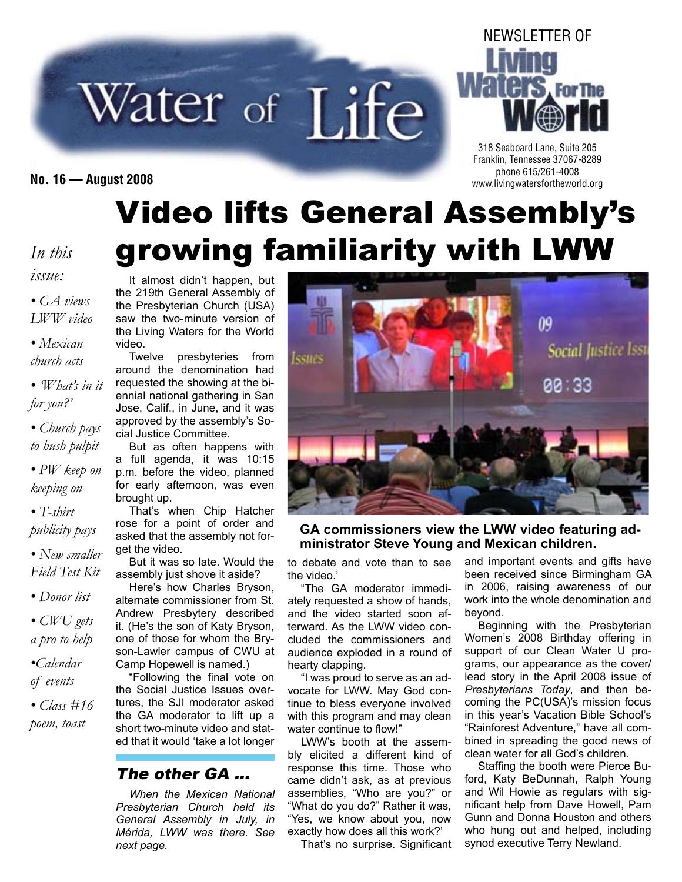# Water of Life

NEWSLETTER OF Living Waters For The World

318 Seaboard Lane, Suite 205
Franklin, Tennessee 37067-8289
phone 615/261-4008
www.livingwatersfortheworld.org

**No. 16 — August 2008**

# Video lifts General Assembly's growing familiarity with LWW

*In this issue:*

- *GA views LWW video*
- *Mexican church acts*
- *'What's in it for you?'*
- *Church pays to hush pulpit*
- *PW keep on keeping on*
- *T-shirt publicity pays*
- *New smaller Field Test Kit*
- *Donor list*
- *CWU gets a pro to help*
- *Calendar of events*
- *Class #16 poem, toast*

It almost didn't happen, but the 219th General Assembly of the Presbyterian Church (USA) saw the two-minute version of the Living Waters for the World video.

Twelve presbyteries from around the denomination had requested the showing at the biennial national gathering in San Jose, Calif., in June, and it was approved by the assembly's Social Justice Committee.

But as often happens with a full agenda, it was 10:15 p.m. before the video, planned for early afternoon, was even brought up.

That's when Chip Hatcher rose for a point of order and asked that the assembly not forget the video.

But it was so late. Would the assembly just shove it aside?

Here's how Charles Bryson, alternate commissioner from St. Andrew Presbytery described it. (He's the son of Katy Bryson, one of those for whom the Bryson-Lawler campus of CWU at Camp Hopewell is named.)

"Following the final vote on the Social Justice Issues overtures, the SJI moderator asked the GA moderator to lift up a short two-minute video and stated that it would 'take a lot longer to debate and vote than to see the video.'

"The GA moderator immediately requested a show of hands, and the video started soon afterward. As the LWW video concluded the commissioners and audience exploded in a round of hearty clapping.

"I was proud to serve as an advocate for LWW. May God continue to bless everyone involved with this program and may clean water continue to flow!"

LWW's booth at the assembly elicited a different kind of response this time. Those who came didn't ask, as at previous assemblies, "Who are you?" or "What do you do?" Rather it was, "Yes, we know about you, now exactly how does all this work?'

That's no surprise. Significant and important events and gifts have been received since Birmingham GA in 2006, raising awareness of our work into the whole denomination and beyond.

Beginning with the Presbyterian Women's 2008 Birthday offering in support of our Clean Water U programs, our appearance as the cover/lead story in the April 2008 issue of *Presbyterians Today*, and then becoming the PC(USA)'s mission focus in this year's Vacation Bible School's "Rainforest Adventure," have all combined in spreading the good news of clean water for all God's children.

Staffing the booth were Pierce Buford, Katy BeDunnah, Ralph Young and Wil Howie as regulars with significant help from Dave Howell, Pam Gunn and Donna Houston and others who hung out and helped, including synod executive Terry Newland.

**GA commissioners view the LWW video featuring administrator Steve Young and Mexican children.**

## *The other GA ...*

*When the Mexican National Presbyterian Church held its General Assembly in July, in Mérida, LWW was there. See next page.*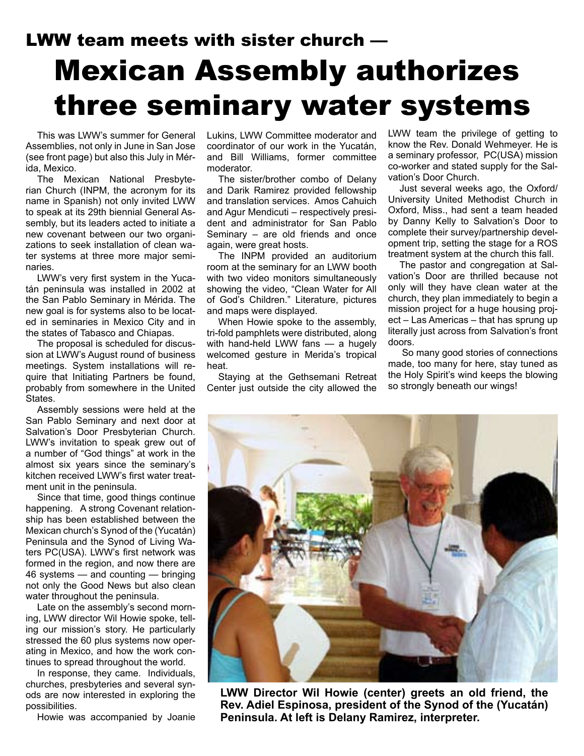## LWW team meets with sister church —

# Mexican Assembly authorizes three seminary water systems

This was LWW's summer for General Assemblies, not only in June in San Jose (see front page) but also this July in Mérida, Mexico.

The Mexican National Presbyterian Church (INPM, the acronym for its name in Spanish) not only invited LWW to speak at its 29th biennial General Assembly, but its leaders acted to initiate a new covenant between our two organizations to seek installation of clean water systems at three more major seminaries.

LWW's very first system in the Yucatán peninsula was installed in 2002 at the San Pablo Seminary in Mérida. The new goal is for systems also to be located in seminaries in Mexico City and in the states of Tabasco and Chiapas.

The proposal is scheduled for discussion at LWW's August round of business meetings. System installations will require that Initiating Partners be found, probably from somewhere in the United States.

Assembly sessions were held at the San Pablo Seminary and next door at Salvation's Door Presbyterian Church. LWW's invitation to speak grew out of a number of "God things" at work in the almost six years since the seminary's kitchen received LWW's first water treatment unit in the peninsula.

Since that time, good things continue happening. A strong Covenant relationship has been established between the Mexican church's Synod of the (Yucatán) Peninsula and the Synod of Living Waters PC(USA). LWW's first network was formed in the region, and now there are 46 systems — and counting — bringing not only the Good News but also clean water throughout the peninsula.

Late on the assembly's second morning, LWW director Wil Howie spoke, telling our mission's story. He particularly stressed the 60 plus systems now operating in Mexico, and how the work continues to spread throughout the world.

In response, they came. Individuals, churches, presbyteries and several synods are now interested in exploring the possibilities.

Howie was accompanied by Joanie Lukins, LWW Committee moderator and coordinator of our work in the Yucatán, and Bill Williams, former committee moderator.

The sister/brother combo of Delany and Darik Ramirez provided fellowship and translation services. Amos Cahuich and Agur Mendicuti – respectively president and administrator for San Pablo Seminary – are old friends and once again, were great hosts.

The INPM provided an auditorium room at the seminary for an LWW booth with two video monitors simultaneously showing the video, "Clean Water for All of God's Children." Literature, pictures and maps were displayed.

When Howie spoke to the assembly, tri-fold pamphlets were distributed, along with hand-held LWW fans — a hugely welcomed gesture in Merida's tropical heat.

Staying at the Gethsemani Retreat Center just outside the city allowed the LWW team the privilege of getting to know the Rev. Donald Wehmeyer. He is a seminary professor, PC(USA) mission co-worker and stated supply for the Salvation's Door Church.

Just several weeks ago, the Oxford/University United Methodist Church in Oxford, Miss., had sent a team headed by Danny Kelly to Salvation's Door to complete their survey/partnership development trip, setting the stage for a ROS treatment system at the church this fall.

The pastor and congregation at Salvation's Door are thrilled because not only will they have clean water at the church, they plan immediately to begin a mission project for a huge housing project – Las Americas – that has sprung up literally just across from Salvation's front doors.

So many good stories of connections made, too many for here, stay tuned as the Holy Spirit's wind keeps the blowing so strongly beneath our wings!

**LWW Director Wil Howie (center) greets an old friend, the Rev. Adiel Espinosa, president of the Synod of the (Yucatán) Peninsula. At left is Delany Ramirez, interpreter.**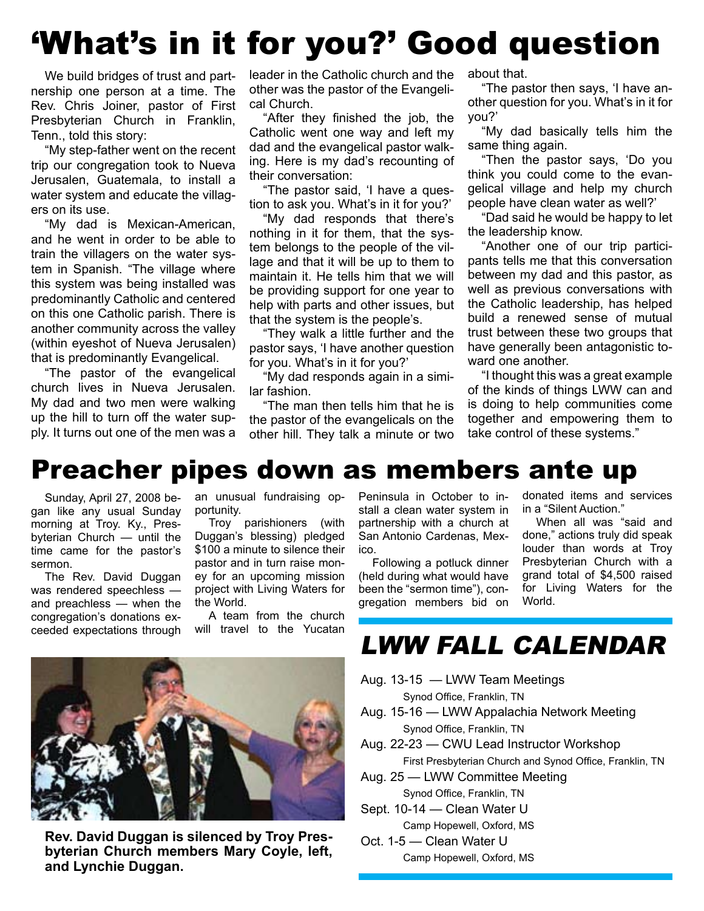# 'What's in it for you?' Good question

We build bridges of trust and partnership one person at a time. The Rev. Chris Joiner, pastor of First Presbyterian Church in Franklin, Tenn., told this story:

"My step-father went on the recent trip our congregation took to Nueva Jerusalen, Guatemala, to install a water system and educate the villagers on its use.

"My dad is Mexican-American, and he went in order to be able to train the villagers on the water system in Spanish. "The village where this system was being installed was predominantly Catholic and centered on this one Catholic parish. There is another community across the valley (within eyeshot of Nueva Jerusalen) that is predominantly Evangelical.

"The pastor of the evangelical church lives in Nueva Jerusalen. My dad and two men were walking up the hill to turn off the water supply. It turns out one of the men was a leader in the Catholic church and the other was the pastor of the Evangelical Church.

"After they finished the job, the Catholic went one way and left my dad and the evangelical pastor walking. Here is my dad's recounting of their conversation:

"The pastor said, 'I have a question to ask you. What's in it for you?'

"My dad responds that there's nothing in it for them, that the system belongs to the people of the village and that it will be up to them to maintain it. He tells him that we will be providing support for one year to help with parts and other issues, but that the system is the people's.

"They walk a little further and the pastor says, 'I have another question for you. What's in it for you?'

"My dad responds again in a similar fashion.

"The man then tells him that he is the pastor of the evangelicals on the other hill. They talk a minute or two about that.

"The pastor then says, 'I have another question for you. What's in it for you?'

"My dad basically tells him the same thing again.

"Then the pastor says, 'Do you think you could come to the evangelical village and help my church people have clean water as well?'

"Dad said he would be happy to let the leadership know.

"Another one of our trip participants tells me that this conversation between my dad and this pastor, as well as previous conversations with the Catholic leadership, has helped build a renewed sense of mutual trust between these two groups that have generally been antagonistic toward one another.

"I thought this was a great example of the kinds of things LWW can and is doing to help communities come together and empowering them to take control of these systems."

# Preacher pipes down as members ante up

Sunday, April 27, 2008 began like any usual Sunday morning at Troy. Ky., Presbyterian Church — until the time came for the pastor's sermon.

The Rev. David Duggan was rendered speechless — and preachless — when the congregation's donations exceeded expectations through an unusual fundraising opportunity.

Troy parishioners (with Duggan's blessing) pledged $100 a minute to silence their pastor and in turn raise money for an upcoming mission project with Living Waters for the World.

A team from the church will travel to the Yucatan Peninsula in October to install a clean water system in partnership with a church at San Antonio Cardenas, Mexico.

Following a potluck dinner (held during what would have been the "sermon time"), congregation members bid on donated items and services in a "Silent Auction."

When all was "said and done," actions truly did speak louder than words at Troy Presbyterian Church with a grand total of $4,500 raised for Living Waters for the World.

**Rev. David Duggan is silenced by Troy Presbyterian Church members Mary Coyle, left, and Lynchie Duggan.**

## *LWW FALL CALENDAR*

Aug. 13-15 — LWW Team Meetings
Synod Office, Franklin, TN

Aug. 15-16 — LWW Appalachia Network Meeting
Synod Office, Franklin, TN

Aug. 22-23 — CWU Lead Instructor Workshop
First Presbyterian Church and Synod Office, Franklin, TN

Aug. 25 — LWW Committee Meeting
Synod Office, Franklin, TN

Sept. 10-14 — Clean Water U
Camp Hopewell, Oxford, MS

Oct. 1-5 — Clean Water U
Camp Hopewell, Oxford, MS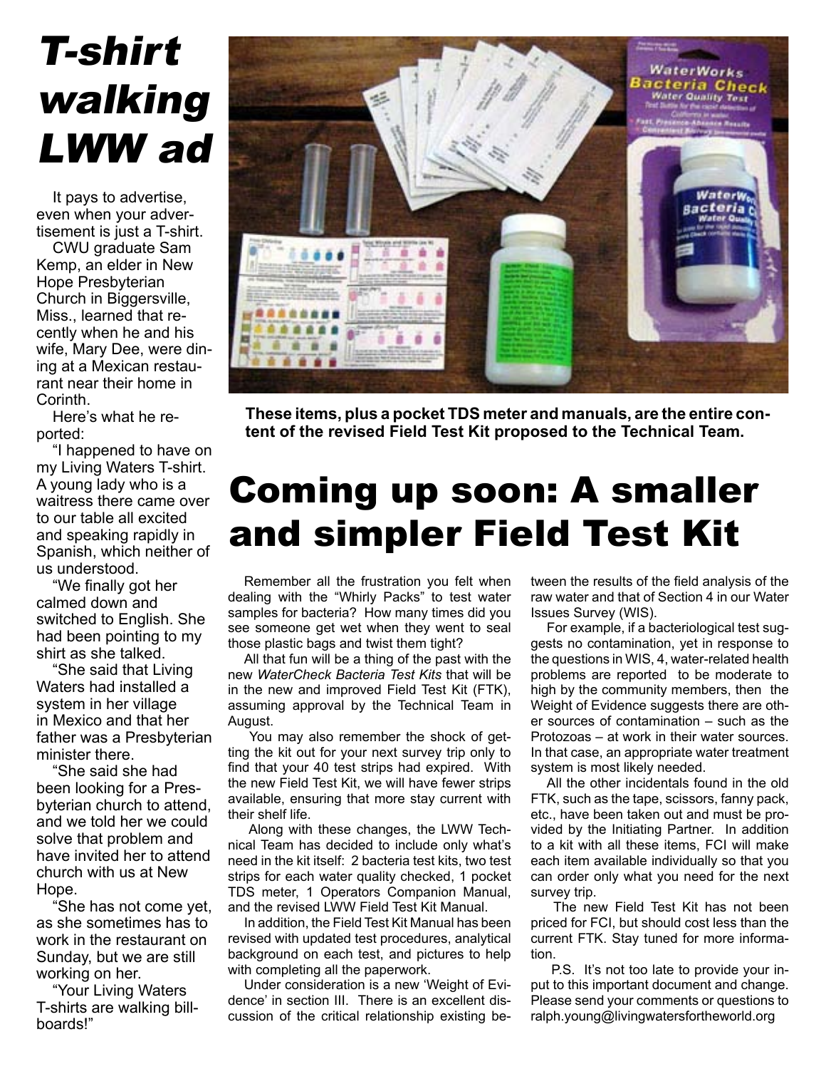# T-shirt walking LWW ad

It pays to advertise, even when your advertisement is just a T-shirt.

CWU graduate Sam Kemp, an elder in New Hope Presbyterian Church in Biggersville, Miss., learned that recently when he and his wife, Mary Dee, were dining at a Mexican restaurant near their home in Corinth.

Here's what he reported:

"I happened to have on my Living Waters T-shirt. A young lady who is a waitress there came over to our table all excited and speaking rapidly in Spanish, which neither of us understood.

"We finally got her calmed down and switched to English. She had been pointing to my shirt as she talked.

"She said that Living Waters had installed a system in her village in Mexico and that her father was a Presbyterian minister there.

"She said she had been looking for a Presbyterian church to attend, and we told her we could solve that problem and have invited her to attend church with us at New Hope.

"She has not come yet, as she sometimes has to work in the restaurant on Sunday, but we are still working on her.

"Your Living Waters T-shirts are walking billboards!"

**These items, plus a pocket TDS meter and manuals, are the entire content of the revised Field Test Kit proposed to the Technical Team.**

# Coming up soon: A smaller and simpler Field Test Kit

Remember all the frustration you felt when dealing with the "Whirly Packs" to test water samples for bacteria? How many times did you see someone get wet when they went to seal those plastic bags and twist them tight?

All that fun will be a thing of the past with the new *WaterCheck Bacteria Test Kits* that will be in the new and improved Field Test Kit (FTK), assuming approval by the Technical Team in August.

You may also remember the shock of getting the kit out for your next survey trip only to find that your 40 test strips had expired. With the new Field Test Kit, we will have fewer strips available, ensuring that more stay current with their shelf life.

Along with these changes, the LWW Technical Team has decided to include only what's need in the kit itself: 2 bacteria test kits, two test strips for each water quality checked, 1 pocket TDS meter, 1 Operators Companion Manual, and the revised LWW Field Test Kit Manual.

In addition, the Field Test Kit Manual has been revised with updated test procedures, analytical background on each test, and pictures to help with completing all the paperwork.

Under consideration is a new 'Weight of Evidence' in section III. There is an excellent discussion of the critical relationship existing between the results of the field analysis of the raw water and that of Section 4 in our Water Issues Survey (WIS).

For example, if a bacteriological test suggests no contamination, yet in response to the questions in WIS, 4, water-related health problems are reported to be moderate to high by the community members, then the Weight of Evidence suggests there are other sources of contamination – such as the Protozoas – at work in their water sources. In that case, an appropriate water treatment system is most likely needed.

All the other incidentals found in the old FTK, such as the tape, scissors, fanny pack, etc., have been taken out and must be provided by the Initiating Partner. In addition to a kit with all these items, FCI will make each item available individually so that you can order only what you need for the next survey trip.

The new Field Test Kit has not been priced for FCI, but should cost less than the current FTK. Stay tuned for more information.

P.S. It's not too late to provide your input to this important document and change. Please send your comments or questions to ralph.young@livingwatersfortheworld.org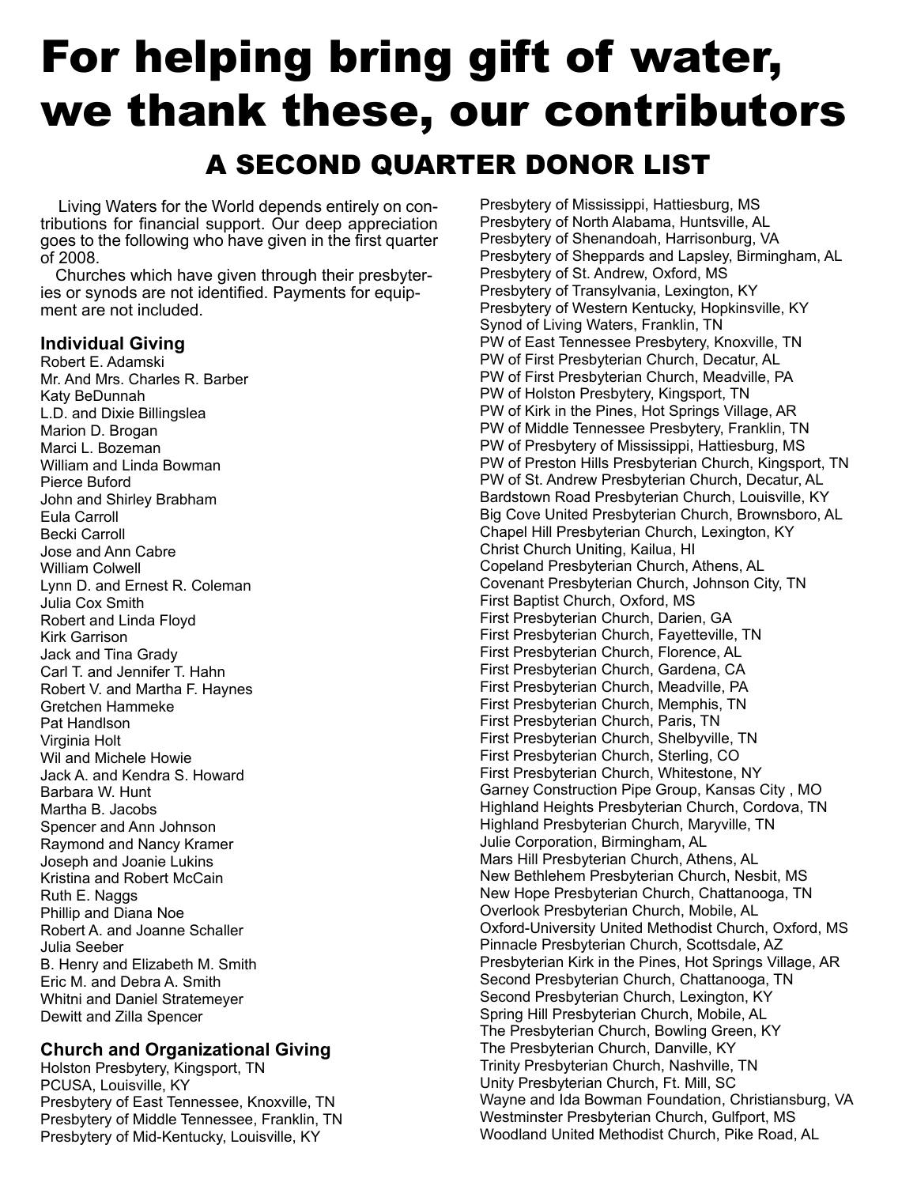# For helping bring gift of water, we thank these, our contributors

## A SECOND QUARTER DONOR LIST

Living Waters for the World depends entirely on contributions for financial support. Our deep appreciation goes to the following who have given in the first quarter of 2008.

Churches which have given through their presbyteries or synods are not identified. Payments for equipment are not included.

### Individual Giving

Robert E. Adamski
Mr. And Mrs. Charles R. Barber
Katy BeDunnah
L.D. and Dixie Billingslea
Marion D. Brogan
Marci L. Bozeman
William and Linda Bowman
Pierce Buford
John and Shirley Brabham
Eula Carroll
Becki Carroll
Jose and Ann Cabre
William Colwell
Lynn D. and Ernest R. Coleman
Julia Cox Smith
Robert and Linda Floyd
Kirk Garrison
Jack and Tina Grady
Carl T. and Jennifer T. Hahn
Robert V. and Martha F. Haynes
Gretchen Hammeke
Pat Handlson
Virginia Holt
Wil and Michele Howie
Jack A. and Kendra S. Howard
Barbara W. Hunt
Martha B. Jacobs
Spencer and Ann Johnson
Raymond and Nancy Kramer
Joseph and Joanie Lukins
Kristina and Robert McCain
Ruth E. Naggs
Phillip and Diana Noe
Robert A. and Joanne Schaller
Julia Seeber
B. Henry and Elizabeth M. Smith
Eric M. and Debra A. Smith
Whitni and Daniel Stratemeyer
Dewitt and Zilla Spencer

### Church and Organizational Giving

Holston Presbytery, Kingsport, TN
PCUSA, Louisville, KY
Presbytery of East Tennessee, Knoxville, TN
Presbytery of Middle Tennessee, Franklin, TN
Presbytery of Mid-Kentucky, Louisville, KY
Presbytery of Mississippi, Hattiesburg, MS
Presbytery of North Alabama, Huntsville, AL
Presbytery of Shenandoah, Harrisonburg, VA
Presbytery of Sheppards and Lapsley, Birmingham, AL
Presbytery of St. Andrew, Oxford, MS
Presbytery of Transylvania, Lexington, KY
Presbytery of Western Kentucky, Hopkinsville, KY
Synod of Living Waters, Franklin, TN
PW of East Tennessee Presbytery, Knoxville, TN
PW of First Presbyterian Church, Decatur, AL
PW of First Presbyterian Church, Meadville, PA
PW of Holston Presbytery, Kingsport, TN
PW of Kirk in the Pines, Hot Springs Village, AR
PW of Middle Tennessee Presbytery, Franklin, TN
PW of Presbytery of Mississippi, Hattiesburg, MS
PW of Preston Hills Presbyterian Church, Kingsport, TN
PW of St. Andrew Presbyterian Church, Decatur, AL
Bardstown Road Presbyterian Church, Louisville, KY
Big Cove United Presbyterian Church, Brownsboro, AL
Chapel Hill Presbyterian Church, Lexington, KY
Christ Church Uniting, Kailua, HI
Copeland Presbyterian Church, Athens, AL
Covenant Presbyterian Church, Johnson City, TN
First Baptist Church, Oxford, MS
First Presbyterian Church, Darien, GA
First Presbyterian Church, Fayetteville, TN
First Presbyterian Church, Florence, AL
First Presbyterian Church, Gardena, CA
First Presbyterian Church, Meadville, PA
First Presbyterian Church, Memphis, TN
First Presbyterian Church, Paris, TN
First Presbyterian Church, Shelbyville, TN
First Presbyterian Church, Sterling, CO
First Presbyterian Church, Whitestone, NY
Garney Construction Pipe Group, Kansas City , MO
Highland Heights Presbyterian Church, Cordova, TN
Highland Presbyterian Church, Maryville, TN
Julie Corporation, Birmingham, AL
Mars Hill Presbyterian Church, Athens, AL
New Bethlehem Presbyterian Church, Nesbit, MS
New Hope Presbyterian Church, Chattanooga, TN
Overlook Presbyterian Church, Mobile, AL
Oxford-University United Methodist Church, Oxford, MS
Pinnacle Presbyterian Church, Scottsdale, AZ
Presbyterian Kirk in the Pines, Hot Springs Village, AR
Second Presbyterian Church, Chattanooga, TN
Second Presbyterian Church, Lexington, KY
Spring Hill Presbyterian Church, Mobile, AL
The Presbyterian Church, Bowling Green, KY
The Presbyterian Church, Danville, KY
Trinity Presbyterian Church, Nashville, TN
Unity Presbyterian Church, Ft. Mill, SC
Wayne and Ida Bowman Foundation, Christiansburg, VA
Westminster Presbyterian Church, Gulfport, MS
Woodland United Methodist Church, Pike Road, AL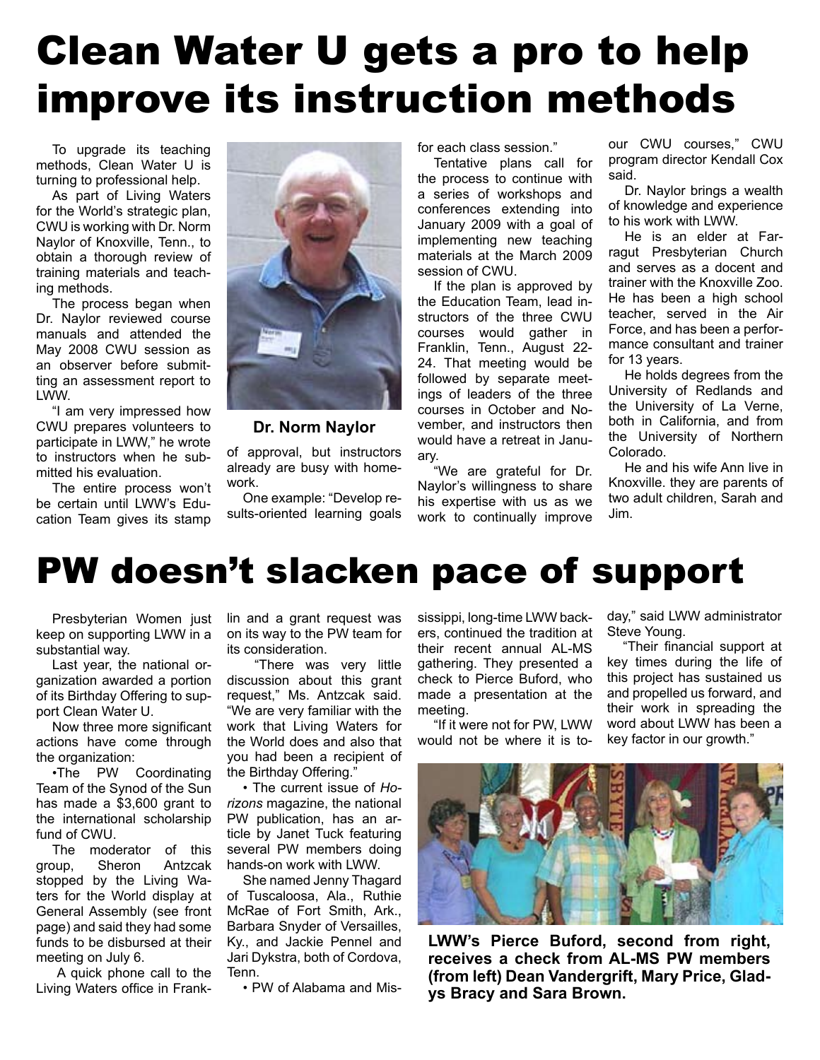# Clean Water U gets a pro to help improve its instruction methods

To upgrade its teaching methods, Clean Water U is turning to professional help.

As part of Living Waters for the World's strategic plan, CWU is working with Dr. Norm Naylor of Knoxville, Tenn., to obtain a thorough review of training materials and teaching methods.

The process began when Dr. Naylor reviewed course manuals and attended the May 2008 CWU session as an observer before submitting an assessment report to LWW.

"I am very impressed how CWU prepares volunteers to participate in LWW," he wrote to instructors when he submitted his evaluation.

The entire process won't be certain until LWW's Education Team gives its stamp of approval, but instructors already are busy with homework.

**Dr. Norm Naylor**

One example: "Develop results-oriented learning goals for each class session."

Tentative plans call for the process to continue with a series of workshops and conferences extending into January 2009 with a goal of implementing new teaching materials at the March 2009 session of CWU.

If the plan is approved by the Education Team, lead instructors of the three CWU courses would gather in Franklin, Tenn., August 22-24. That meeting would be followed by separate meetings of leaders of the three courses in October and November, and instructors then would have a retreat in January.

"We are grateful for Dr. Naylor's willingness to share his expertise with us as we work to continually improve our CWU courses," CWU program director Kendall Cox said.

Dr. Naylor brings a wealth of knowledge and experience to his work with LWW.

He is an elder at Farragut Presbyterian Church and serves as a docent and trainer with the Knoxville Zoo. He has been a high school teacher, served in the Air Force, and has been a performance consultant and trainer for 13 years.

He holds degrees from the University of Redlands and the University of La Verne, both in California, and from the University of Northern Colorado.

He and his wife Ann live in Knoxville. they are parents of two adult children, Sarah and Jim.

# PW doesn't slacken pace of support

Presbyterian Women just keep on supporting LWW in a substantial way.

Last year, the national organization awarded a portion of its Birthday Offering to support Clean Water U.

Now three more significant actions have come through the organization:

•The PW Coordinating Team of the Synod of the Sun has made a $3,600 grant to the international scholarship fund of CWU.

The moderator of this group, Sheron Antzcak stopped by the Living Waters for the World display at General Assembly (see front page) and said they had some funds to be disbursed at their meeting on July 6.

A quick phone call to the Living Waters office in Franklin and a grant request was on its way to the PW team for its consideration.

"There was very little discussion about this grant request," Ms. Antzcak said. "We are very familiar with the work that Living Waters for the World does and also that you had been a recipient of the Birthday Offering."

• The current issue of *Horizons* magazine, the national PW publication, has an article by Janet Tuck featuring several PW members doing hands-on work with LWW.

She named Jenny Thagard of Tuscaloosa, Ala., Ruthie McRae of Fort Smith, Ark., Barbara Snyder of Versailles, Ky., and Jackie Pennel and Jari Dykstra, both of Cordova, Tenn.

• PW of Alabama and Mississippi, long-time LWW backers, continued the tradition at their recent annual AL-MS gathering. They presented a check to Pierce Buford, who made a presentation at the meeting.

"If it were not for PW, LWW would not be where it is today," said LWW administrator Steve Young.

"Their financial support at key times during the life of this project has sustained us and propelled us forward, and their work in spreading the word about LWW has been a key factor in our growth."

**LWW's Pierce Buford, second from right, receives a check from AL-MS PW members (from left) Dean Vandergrift, Mary Price, Gladys Bracy and Sara Brown.**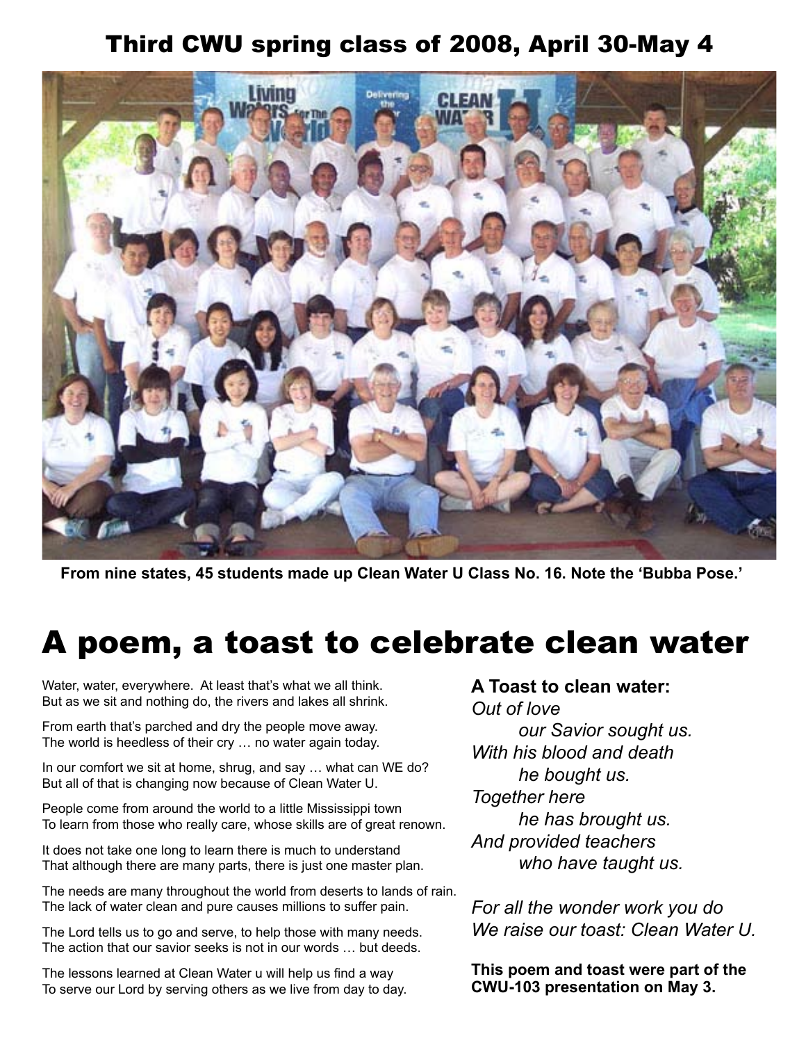## Third CWU spring class of 2008, April 30-May 4

**From nine states, 45 students made up Clean Water U Class No. 16. Note the 'Bubba Pose.'**

# A poem, a toast to celebrate clean water

Water, water, everywhere. At least that's what we all think.
But as we sit and nothing do, the rivers and lakes all shrink.

From earth that's parched and dry the people move away.
The world is heedless of their cry … no water again today.

In our comfort we sit at home, shrug, and say … what can WE do?
But all of that is changing now because of Clean Water U.

People come from around the world to a little Mississippi town
To learn from those who really care, whose skills are of great renown.

It does not take one long to learn there is much to understand
That although there are many parts, there is just one master plan.

The needs are many throughout the world from deserts to lands of rain.
The lack of water clean and pure causes millions to suffer pain.

The Lord tells us to go and serve, to help those with many needs.
The action that our savior seeks is not in our words … but deeds.

The lessons learned at Clean Water u will help us find a way
To serve our Lord by serving others as we live from day to day.

**A Toast to clean water:**

*Out of love*
*our Savior sought us.*
*With his blood and death*
*he bought us.*
*Together here*
*he has brought us.*
*And provided teachers*
*who have taught us.*

*For all the wonder work you do*
*We raise our toast: Clean Water U.*

**This poem and toast were part of the CWU-103 presentation on May 3.**